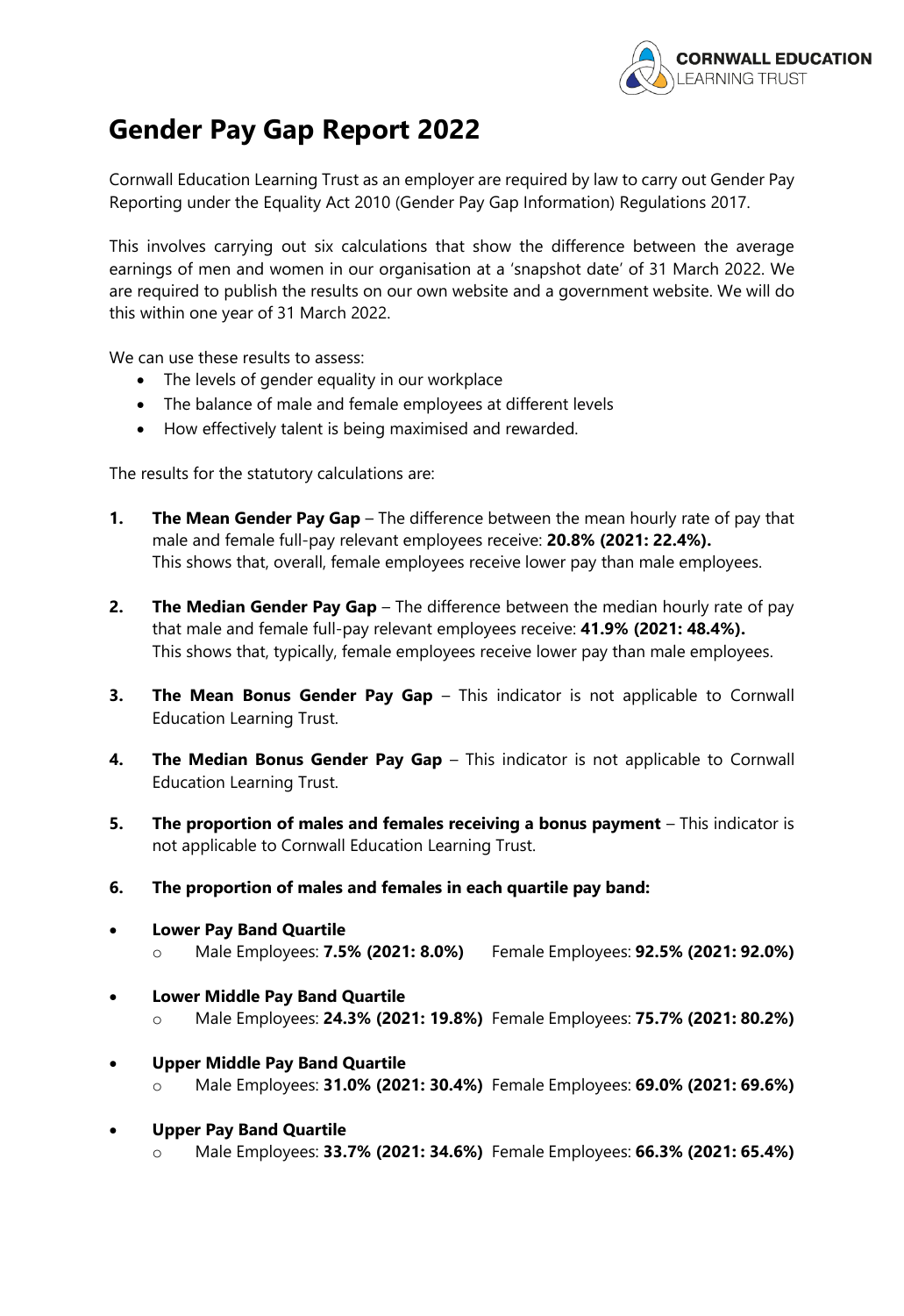# Gender Pay Gap Report 2022

Cornwall Education Learning Trust as an employer are required by law to carry out Gender Pay Reporting under the Equality Act 2010 (Gender Pay Gap Information) Regulations 2017.

This involves carrying out six calculations that show the difference between the average earnings of men and women in our organisation at a 'snapshot date' of 31 March 2022. We are required to publish the results on our own website and a government website. We will do this within one year of 31 March 2022.

We can use these results to assess:

- The levels of gender equality in our workplace
- The balance of male and female employees at different levels
- How effectively talent is being maximised and rewarded.

The results for the statutory calculations are:

1. **The Mean Gender Pay Gap** – The difference between the mean hourly rate of pay that male and female full-pay relevant employees receive: **20.8% (2021: 22.4%).**
   This shows that, overall, female employees receive lower pay than male employees.

2. **The Median Gender Pay Gap** – The difference between the median hourly rate of pay that male and female full-pay relevant employees receive: **41.9% (2021: 48.4%).**
   This shows that, typically, female employees receive lower pay than male employees.

3. **The Mean Bonus Gender Pay Gap** – This indicator is not applicable to Cornwall Education Learning Trust.

4. **The Median Bonus Gender Pay Gap** – This indicator is not applicable to Cornwall Education Learning Trust.

5. **The proportion of males and females receiving a bonus payment** – This indicator is not applicable to Cornwall Education Learning Trust.

6. **The proportion of males and females in each quartile pay band:**

- **Lower Pay Band Quartile**
  - Male Employees: **7.5% (2021: 8.0%)** Female Employees: **92.5% (2021: 92.0%)**
- **Lower Middle Pay Band Quartile**
  - Male Employees: **24.3% (2021: 19.8%)** Female Employees: **75.7% (2021: 80.2%)**
- **Upper Middle Pay Band Quartile**
  - Male Employees: **31.0% (2021: 30.4%)** Female Employees: **69.0% (2021: 69.6%)**
- **Upper Pay Band Quartile**
  - Male Employees: **33.7% (2021: 34.6%)** Female Employees: **66.3% (2021: 65.4%)**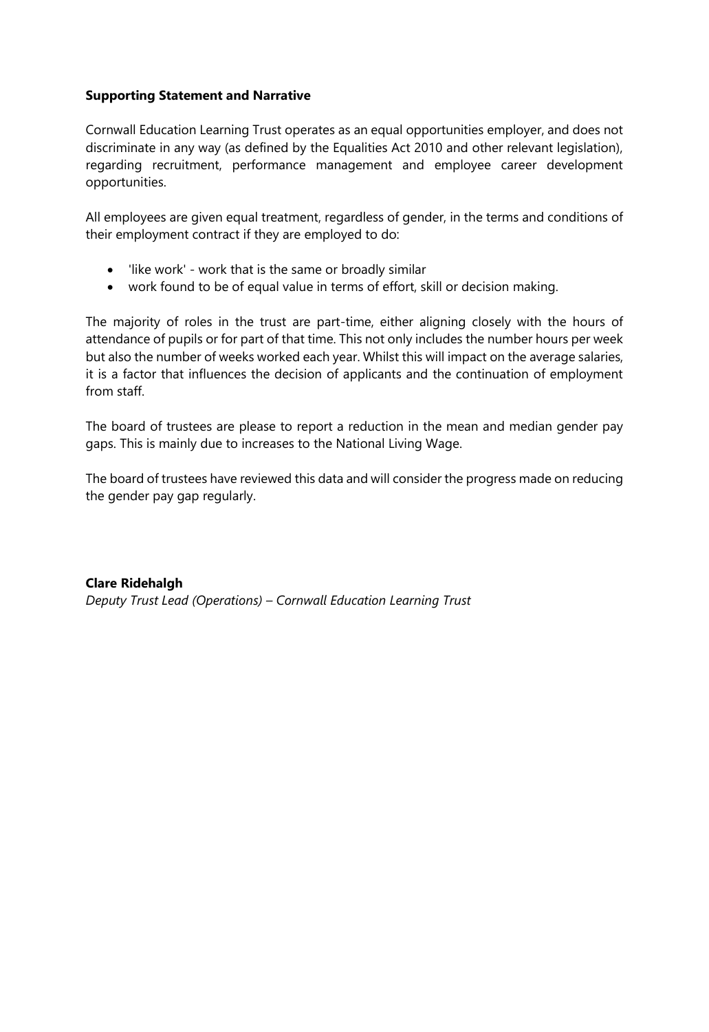**Supporting Statement and Narrative**

Cornwall Education Learning Trust operates as an equal opportunities employer, and does not discriminate in any way (as defined by the Equalities Act 2010 and other relevant legislation), regarding recruitment, performance management and employee career development opportunities.

All employees are given equal treatment, regardless of gender, in the terms and conditions of their employment contract if they are employed to do:

- 'like work' - work that is the same or broadly similar
- work found to be of equal value in terms of effort, skill or decision making.

The majority of roles in the trust are part-time, either aligning closely with the hours of attendance of pupils or for part of that time. This not only includes the number hours per week but also the number of weeks worked each year. Whilst this will impact on the average salaries, it is a factor that influences the decision of applicants and the continuation of employment from staff.

The board of trustees are please to report a reduction in the mean and median gender pay gaps. This is mainly due to increases to the National Living Wage.

The board of trustees have reviewed this data and will consider the progress made on reducing the gender pay gap regularly.

**Clare Ridehalgh**
*Deputy Trust Lead (Operations) – Cornwall Education Learning Trust*